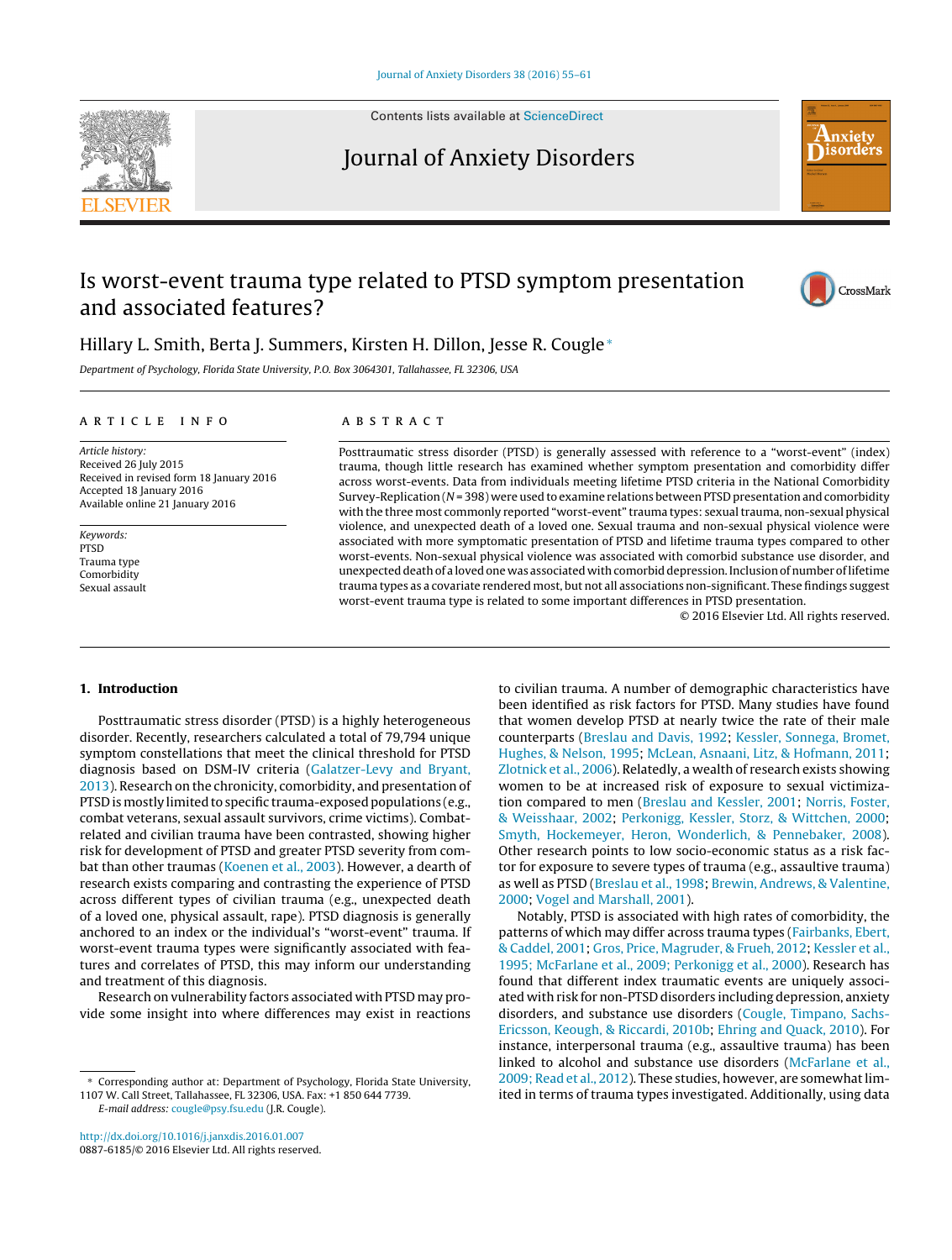# Is worst-event trauma type related to PTSD symptom presentation and associated features?

Hillary L. Smith, Berta J. Summers, Kirsten H. Dillon, Jesse R. Cougle*

*Department of Psychology, Florida State University, P.O. Box 3064301, Tallahassee, FL 32306, USA*

## ARTICLE INFO

*Article history:*
Received 26 July 2015
Received in revised form 18 January 2016
Accepted 18 January 2016
Available online 21 January 2016

*Keywords:*
PTSD
Trauma type
Comorbidity
Sexual assault

## ABSTRACT

Posttraumatic stress disorder (PTSD) is generally assessed with reference to a "worst-event" (index) trauma, though little research has examined whether symptom presentation and comorbidity differ across worst-events. Data from individuals meeting lifetime PTSD criteria in the National Comorbidity Survey-Replication ($N = 398$) were used to examine relations between PTSD presentation and comorbidity with the three most commonly reported "worst-event" trauma types: sexual trauma, non-sexual physical violence, and unexpected death of a loved one. Sexual trauma and non-sexual physical violence were associated with more symptomatic presentation of PTSD and lifetime trauma types compared to other worst-events. Non-sexual physical violence was associated with comorbid substance use disorder, and unexpected death of a loved one was associated with comorbid depression. Inclusion of number of lifetime trauma types as a covariate rendered most, but not all associations non-significant. These findings suggest worst-event trauma type is related to some important differences in PTSD presentation.

© 2016 Elsevier Ltd. All rights reserved.

## 1. Introduction

Posttraumatic stress disorder (PTSD) is a highly heterogeneous disorder. Recently, researchers calculated a total of 79,794 unique symptom constellations that meet the clinical threshold for PTSD diagnosis based on DSM-IV criteria (Galatzer-Levy and Bryant, 2013). Research on the chronicity, comorbidity, and presentation of PTSD is mostly limited to specific trauma-exposed populations (e.g., combat veterans, sexual assault survivors, crime victims). Combat-related and civilian trauma have been contrasted, showing higher risk for development of PTSD and greater PTSD severity from combat than other traumas (Koenen et al., 2003). However, a dearth of research exists comparing and contrasting the experience of PTSD across different types of civilian trauma (e.g., unexpected death of a loved one, physical assault, rape). PTSD diagnosis is generally anchored to an index or the individual's "worst-event" trauma. If worst-event trauma types were significantly associated with features and correlates of PTSD, this may inform our understanding and treatment of this diagnosis.

Research on vulnerability factors associated with PTSD may provide some insight into where differences may exist in reactions to civilian trauma. A number of demographic characteristics have been identified as risk factors for PTSD. Many studies have found that women develop PTSD at nearly twice the rate of their male counterparts (Breslau and Davis, 1992; Kessler, Sonnega, Bromet, Hughes, & Nelson, 1995; McLean, Asnaani, Litz, & Hofmann, 2011; Zlotnick et al., 2006). Relatedly, a wealth of research exists showing women to be at increased risk of exposure to sexual victimization compared to men (Breslau and Kessler, 2001; Norris, Foster, & Weisshaar, 2002; Perkonigg, Kessler, Storz, & Wittchen, 2000; Smyth, Hockemeyer, Heron, Wonderlich, & Pennebaker, 2008). Other research points to low socio-economic status as a risk factor for exposure to severe types of trauma (e.g., assaultive trauma) as well as PTSD (Breslau et al., 1998; Brewin, Andrews, & Valentine, 2000; Vogel and Marshall, 2001).

Notably, PTSD is associated with high rates of comorbidity, the patterns of which may differ across trauma types (Fairbanks, Ebert, & Caddel, 2001; Gros, Price, Magruder, & Frueh, 2012; Kessler et al., 1995; McFarlane et al., 2009; Perkonigg et al., 2000). Research has found that different index traumatic events are uniquely associated with risk for non-PTSD disorders including depression, anxiety disorders, and substance use disorders (Cougle, Timpano, Sachs-Ericsson, Keough, & Riccardi, 2010b; Ehring and Quack, 2010). For instance, interpersonal trauma (e.g., assaultive trauma) has been linked to alcohol and substance use disorders (McFarlane et al., 2009; Read et al., 2012). These studies, however, are somewhat limited in terms of trauma types investigated. Additionally, using data

\* Corresponding author at: Department of Psychology, Florida State University, 1107 W. Call Street, Tallahassee, FL 32306, USA. Fax: +1 850 644 7739.
*E-mail address:* cougle@psy.fsu.edu (J.R. Cougle).

http://dx.doi.org/10.1016/j.janxdis.2016.01.007
0887-6185/© 2016 Elsevier Ltd. All rights reserved.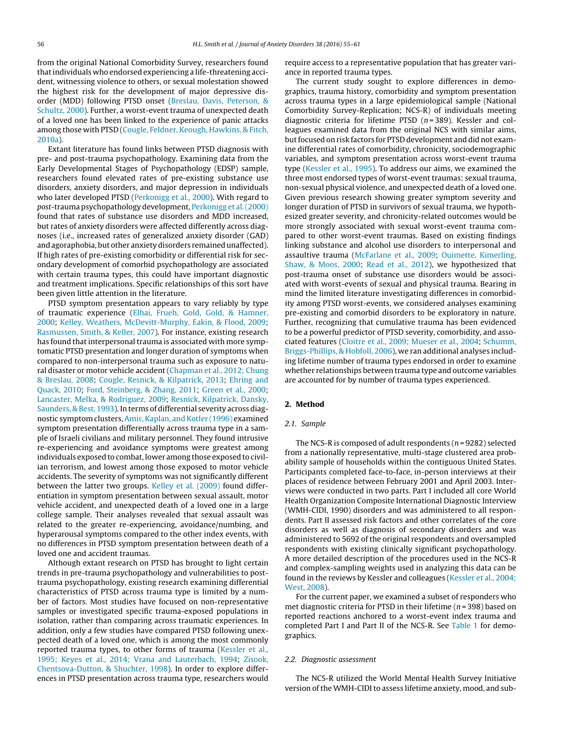from the original National Comorbidity Survey, researchers found that individuals who endorsed experiencing a life-threatening accident, witnessing violence to others, or sexual molestation showed the highest risk for the development of major depressive disorder (MDD) following PTSD onset (Breslau, Davis, Peterson, & Schultz, 2000). Further, a worst-event trauma of unexpected death of a loved one has been linked to the experience of panic attacks among those with PTSD (Cougle, Feldner, Keough, Hawkins, & Fitch, 2010a).

Extant literature has found links between PTSD diagnosis with pre- and post-trauma psychopathology. Examining data from the Early Developmental Stages of Psychopathology (EDSP) sample, researchers found elevated rates of pre-existing substance use disorders, anxiety disorders, and major depression in individuals who later developed PTSD (Perkonigg et al., 2000). With regard to *post*-trauma psychopathology development, Perkonigg et al. (2000) found that rates of substance use disorders and MDD increased, but rates of anxiety disorders were affected differently across diagnoses (i.e., increased rates of generalized anxiety disorder (GAD) and agoraphobia, but other anxiety disorders remained unaffected). If high rates of pre-existing comorbidity or differential risk for secondary development of comorbid psychopathology are associated with certain trauma types, this could have important diagnostic and treatment implications. Specific relationships of this sort have been given little attention in the literature.

PTSD symptom presentation appears to vary reliably by type of traumatic experience (Elhai, Frueh, Gold, Gold, & Hamner, 2000; Kelley, Weathers, McDevitt-Murphy, Eakin, & Flood, 2009; Rasmussen, Smith, & Keller, 2007). For instance, existing research has found that interpersonal trauma is associated with more symptomatic PTSD presentation and longer duration of symptoms when compared to non-interpersonal trauma such as exposure to natural disaster or motor vehicle accident (Chapman et al., 2012; Chung & Breslau, 2008; Cougle, Resnick, & Kilpatrick, 2013; Ehring and Quack, 2010; Ford, Steinberg, & Zhang, 2011; Green et al., 2000; Lancaster, Melka, & Rodriguez, 2009; Resnick, Kilpatrick, Dansky, Saunders, & Best, 1993). In terms of differential severity across diagnostic symptom clusters, Amir, Kaplan, and Kotler (1996) examined symptom presentation differentially across trauma type in a sample of Israeli civilians and military personnel. They found intrusive re-experiencing and avoidance symptoms were greatest among individuals exposed to combat, lower among those exposed to civilian terrorism, and lowest among those exposed to motor vehicle accidents. The severity of symptoms was not significantly different between the latter two groups. Kelley et al. (2009) found differentiation in symptom presentation between sexual assault, motor vehicle accident, and unexpected death of a loved one in a large college sample. Their analyses revealed that sexual assault was related to the greater re-experiencing, avoidance/numbing, and hyperarousal symptoms compared to the other index events, with no differences in PTSD symptom presentation between death of a loved one and accident traumas.

Although extant research on PTSD has brought to light certain trends in pre-trauma psychopathology and vulnerabilities to post-trauma psychopathology, existing research examining differential characteristics of PTSD across trauma type is limited by a number of factors. Most studies have focused on non-representative samples or investigated specific trauma-exposed populations in isolation, rather than comparing across traumatic experiences. In addition, only a few studies have compared PTSD following unexpected death of a loved one, which is among the most commonly reported trauma types, to other forms of trauma (Kessler et al., 1995; Keyes et al., 2014; Vrana and Lauterbach, 1994; Zisook, Chentsova-Dutton, & Shuchter, 1998). In order to explore differences in PTSD presentation across trauma type, researchers would require access to a representative population that has greater variance in reported trauma types.

The current study sought to explore differences in demographics, trauma history, comorbidity and symptom presentation across trauma types in a large epidemiological sample (National Comorbidity Survey-Replication; NCS-R) of individuals meeting diagnostic criteria for lifetime PTSD ($n = 389$). Kessler and colleagues examined data from the original NCS with similar aims, but focused on risk factors for PTSD development and did not examine differential rates of comorbidity, chronicity, sociodemographic variables, and symptom presentation across worst-event trauma type (Kessler et al., 1995). To address our aims, we examined the three most endorsed types of worst-event traumas: sexual trauma, non-sexual physical violence, and unexpected death of a loved one. Given previous research showing greater symptom severity and longer duration of PTSD in survivors of sexual trauma, we hypothesized greater severity, and chronicity-related outcomes would be more strongly associated with sexual worst-event trauma compared to other worst-event traumas. Based on existing findings linking substance and alcohol use disorders to interpersonal and assaultive trauma (McFarlane et al., 2009; Ouimette, Kimerling, Shaw, & Moos, 2000; Read et al., 2012), we hypothesized that post-trauma onset of substance use disorders would be associated with worst-events of sexual and physical trauma. Bearing in mind the limited literature investigating differences in comorbidity among PTSD worst-events, we considered analyses examining pre-existing and comorbid disorders to be exploratory in nature. Further, recognizing that cumulative trauma has been evidenced to be a powerful predictor of PTSD severity, comorbidity, and associated features (Cloitre et al., 2009; Mueser et al., 2004; Schumm, Briggs-Phillips, & Hobfoll, 2006), we ran additional analyses including lifetime number of trauma types endorsed in order to examine whether relationships between trauma type and outcome variables are accounted for by number of trauma types experienced.

## 2. Method

### 2.1. Sample

The NCS-R is composed of adult respondents ($n = 9282$) selected from a nationally representative, multi-stage clustered area probability sample of households within the contiguous United States. Participants completed face-to-face, in-person interviews at their places of residence between February 2001 and April 2003. Interviews were conducted in two parts. Part I included all core World Health Organization Composite International Diagnostic Interview (WMH-CIDI, 1990) disorders and was administered to all respondents. Part II assessed risk factors and other correlates of the core disorders as well as diagnosis of secondary disorders and was administered to 5692 of the original respondents and oversampled respondents with existing clinically significant psychopathology. A more detailed description of the procedures used in the NCS-R and complex-sampling weights used in analyzing this data can be found in the reviews by Kessler and colleagues (Kessler et al., 2004; West, 2008).

For the current paper, we examined a subset of responders who met diagnostic criteria for PTSD in their lifetime ($n = 398$) based on reported reactions anchored to a worst-event index trauma and completed Part I and Part II of the NCS-R. See Table 1 for demographics.

### 2.2. Diagnostic assessment

The NCS-R utilized the World Mental Health Survey Initiative version of the WMH-CIDI to assess lifetime anxiety, mood, and sub-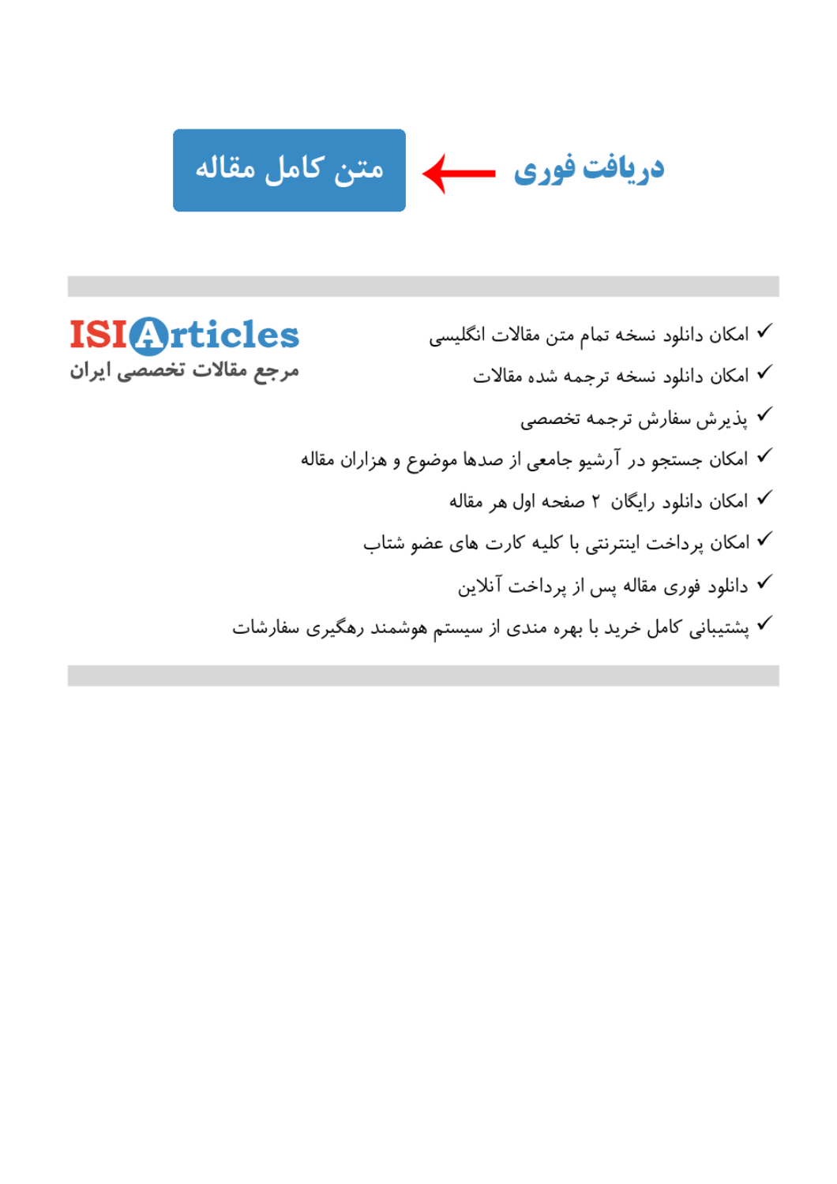دریافت فوری ← متن کامل مقاله

ISIArticles
مرجع مقالات تخصصی ایران

- ✓ امکان دانلود نسخه تمام متن مقالات انگلیسی
- ✓ امکان دانلود نسخه ترجمه شده مقالات
- ✓ پذیرش سفارش ترجمه تخصصی
- ✓ امکان جستجو در آرشیو جامعی از صدها موضوع و هزاران مقاله
- ✓ امکان دانلود رایگان ۲ صفحه اول هر مقاله
- ✓ امکان پرداخت اینترنتی با کلیه کارت های عضو شتاب
- ✓ دانلود فوری مقاله پس از پرداخت آنلاین
- ✓ پشتیبانی کامل خرید با بهره مندی از سیستم هوشمند رهگیری سفارشات